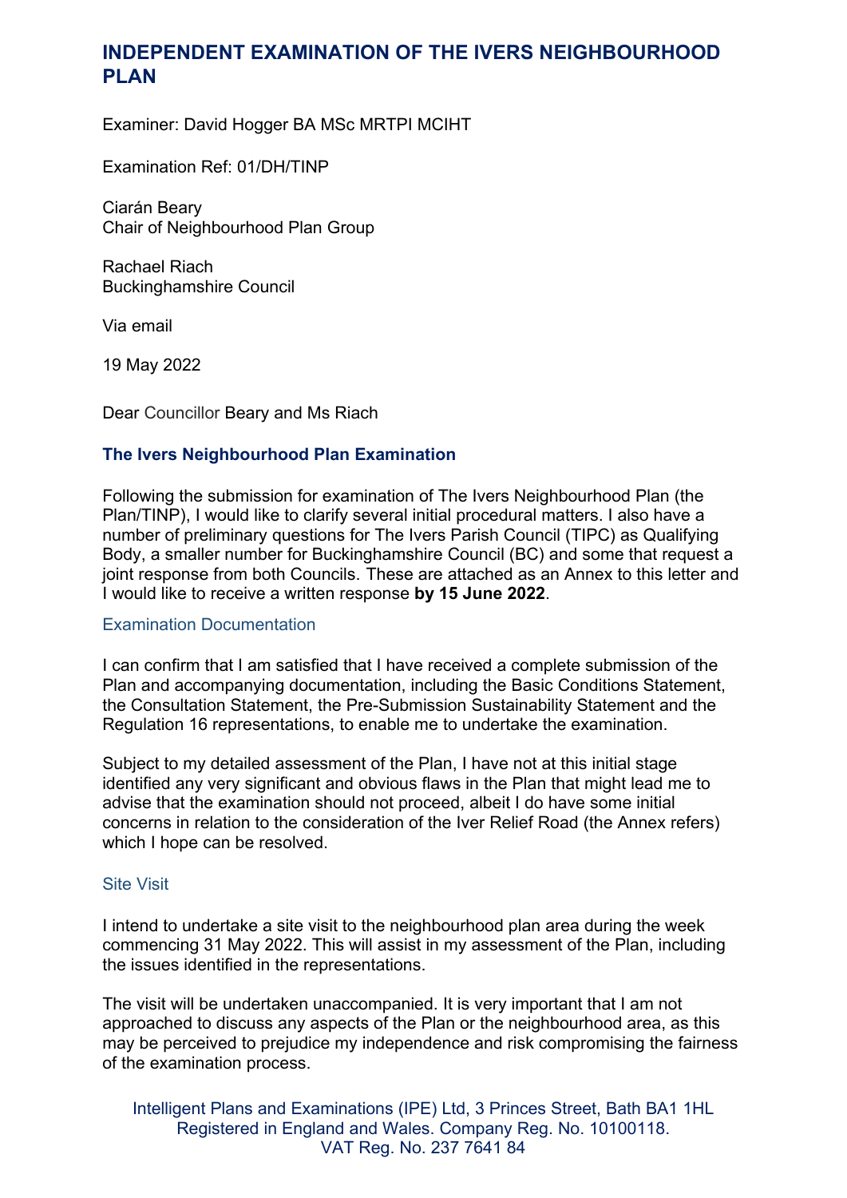# INDEPENDENT EXAMINATION OF THE IVERS NEIGHBOURHOOD PLAN

Examiner: David Hogger BA MSc MRTPI MCIHT

Examination Ref: 01/DH/TINP

Ciarán Beary
Chair of Neighbourhood Plan Group

Rachael Riach
Buckinghamshire Council

Via email

19 May 2022

Dear Councillor Beary and Ms Riach

## The Ivers Neighbourhood Plan Examination

Following the submission for examination of The Ivers Neighbourhood Plan (the Plan/TINP), I would like to clarify several initial procedural matters. I also have a number of preliminary questions for The Ivers Parish Council (TIPC) as Qualifying Body, a smaller number for Buckinghamshire Council (BC) and some that request a joint response from both Councils. These are attached as an Annex to this letter and I would like to receive a written response **by 15 June 2022**.

### Examination Documentation

I can confirm that I am satisfied that I have received a complete submission of the Plan and accompanying documentation, including the Basic Conditions Statement, the Consultation Statement, the Pre-Submission Sustainability Statement and the Regulation 16 representations, to enable me to undertake the examination.

Subject to my detailed assessment of the Plan, I have not at this initial stage identified any very significant and obvious flaws in the Plan that might lead me to advise that the examination should not proceed, albeit I do have some initial concerns in relation to the consideration of the Iver Relief Road (the Annex refers) which I hope can be resolved.

### Site Visit

I intend to undertake a site visit to the neighbourhood plan area during the week commencing 31 May 2022. This will assist in my assessment of the Plan, including the issues identified in the representations.

The visit will be undertaken unaccompanied. It is very important that I am not approached to discuss any aspects of the Plan or the neighbourhood area, as this may be perceived to prejudice my independence and risk compromising the fairness of the examination process.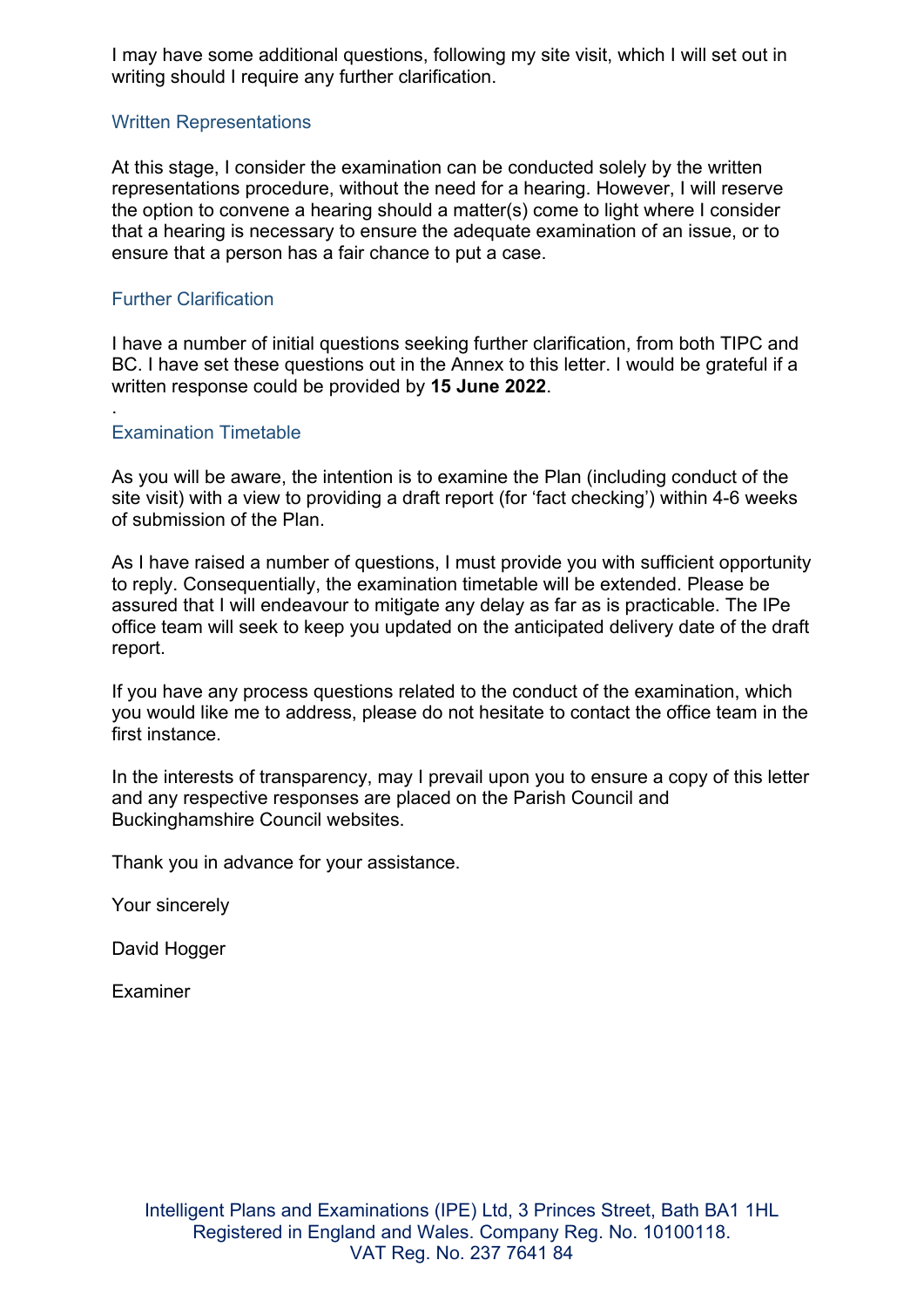I may have some additional questions, following my site visit, which I will set out in writing should I require any further clarification.

## Written Representations

At this stage, I consider the examination can be conducted solely by the written representations procedure, without the need for a hearing. However, I will reserve the option to convene a hearing should a matter(s) come to light where I consider that a hearing is necessary to ensure the adequate examination of an issue, or to ensure that a person has a fair chance to put a case.

## Further Clarification

I have a number of initial questions seeking further clarification, from both TIPC and BC. I have set these questions out in the Annex to this letter. I would be grateful if a written response could be provided by **15 June 2022**.

.

## Examination Timetable

As you will be aware, the intention is to examine the Plan (including conduct of the site visit) with a view to providing a draft report (for 'fact checking') within 4-6 weeks of submission of the Plan.

As I have raised a number of questions, I must provide you with sufficient opportunity to reply. Consequentially, the examination timetable will be extended. Please be assured that I will endeavour to mitigate any delay as far as is practicable. The IPe office team will seek to keep you updated on the anticipated delivery date of the draft report.

If you have any process questions related to the conduct of the examination, which you would like me to address, please do not hesitate to contact the office team in the first instance.

In the interests of transparency, may I prevail upon you to ensure a copy of this letter and any respective responses are placed on the Parish Council and Buckinghamshire Council websites.

Thank you in advance for your assistance.

Your sincerely

David Hogger

Examiner

Intelligent Plans and Examinations (IPE) Ltd, 3 Princes Street, Bath BA1 1HL
Registered in England and Wales. Company Reg. No. 10100118.
VAT Reg. No. 237 7641 84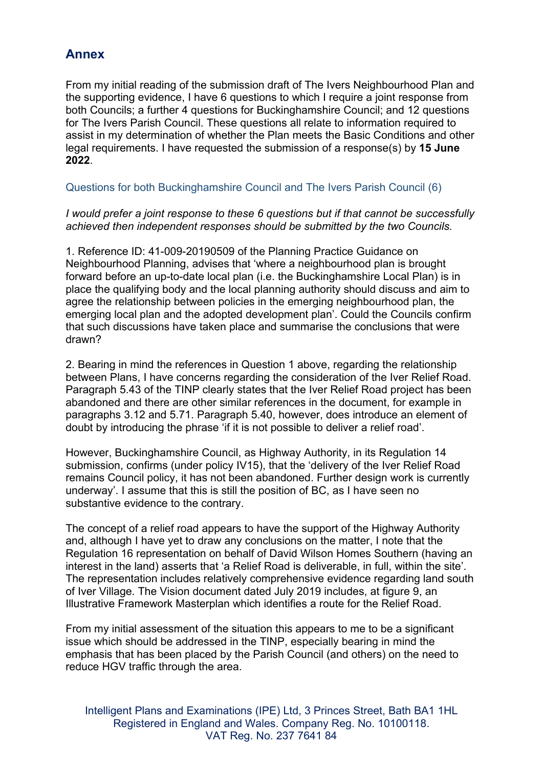## Annex

From my initial reading of the submission draft of The Ivers Neighbourhood Plan and the supporting evidence, I have 6 questions to which I require a joint response from both Councils; a further 4 questions for Buckinghamshire Council; and 12 questions for The Ivers Parish Council. These questions all relate to information required to assist in my determination of whether the Plan meets the Basic Conditions and other legal requirements. I have requested the submission of a response(s) by **15 June 2022**.

### Questions for both Buckinghamshire Council and The Ivers Parish Council (6)

*I would prefer a joint response to these 6 questions but if that cannot be successfully achieved then independent responses should be submitted by the two Councils.*

1. Reference ID: 41-009-20190509 of the Planning Practice Guidance on Neighbourhood Planning, advises that 'where a neighbourhood plan is brought forward before an up-to-date local plan (i.e. the Buckinghamshire Local Plan) is in place the qualifying body and the local planning authority should discuss and aim to agree the relationship between policies in the emerging neighbourhood plan, the emerging local plan and the adopted development plan'. Could the Councils confirm that such discussions have taken place and summarise the conclusions that were drawn?

2. Bearing in mind the references in Question 1 above, regarding the relationship between Plans, I have concerns regarding the consideration of the Iver Relief Road. Paragraph 5.43 of the TINP clearly states that the Iver Relief Road project has been abandoned and there are other similar references in the document, for example in paragraphs 3.12 and 5.71. Paragraph 5.40, however, does introduce an element of doubt by introducing the phrase 'if it is not possible to deliver a relief road'.

However, Buckinghamshire Council, as Highway Authority, in its Regulation 14 submission, confirms (under policy IV15), that the 'delivery of the Iver Relief Road remains Council policy, it has not been abandoned. Further design work is currently underway'. I assume that this is still the position of BC, as I have seen no substantive evidence to the contrary.

The concept of a relief road appears to have the support of the Highway Authority and, although I have yet to draw any conclusions on the matter, I note that the Regulation 16 representation on behalf of David Wilson Homes Southern (having an interest in the land) asserts that 'a Relief Road is deliverable, in full, within the site'. The representation includes relatively comprehensive evidence regarding land south of Iver Village. The Vision document dated July 2019 includes, at figure 9, an Illustrative Framework Masterplan which identifies a route for the Relief Road.

From my initial assessment of the situation this appears to me to be a significant issue which should be addressed in the TINP, especially bearing in mind the emphasis that has been placed by the Parish Council (and others) on the need to reduce HGV traffic through the area.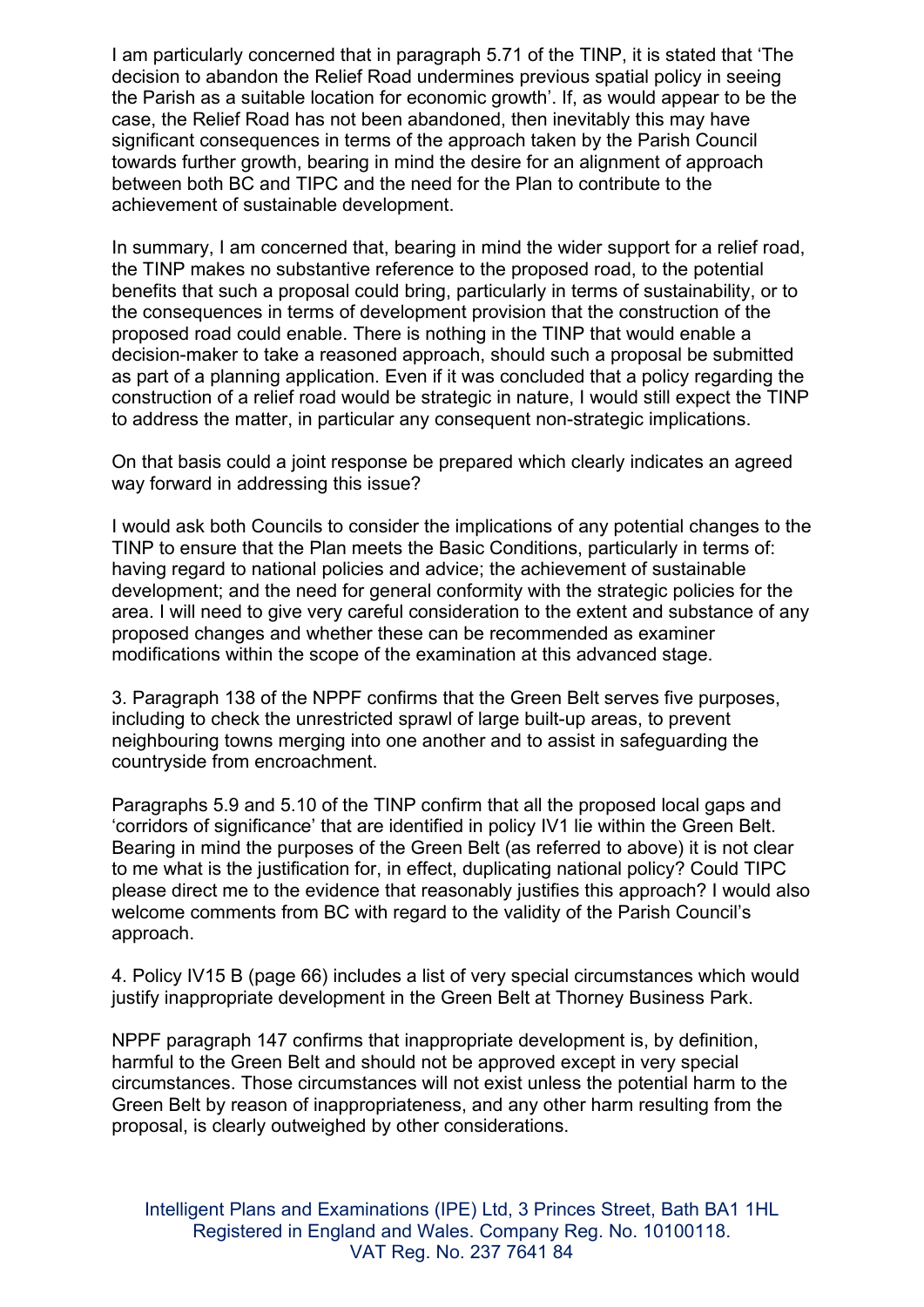I am particularly concerned that in paragraph 5.71 of the TINP, it is stated that 'The decision to abandon the Relief Road undermines previous spatial policy in seeing the Parish as a suitable location for economic growth'. If, as would appear to be the case, the Relief Road has not been abandoned, then inevitably this may have significant consequences in terms of the approach taken by the Parish Council towards further growth, bearing in mind the desire for an alignment of approach between both BC and TIPC and the need for the Plan to contribute to the achievement of sustainable development.

In summary, I am concerned that, bearing in mind the wider support for a relief road, the TINP makes no substantive reference to the proposed road, to the potential benefits that such a proposal could bring, particularly in terms of sustainability, or to the consequences in terms of development provision that the construction of the proposed road could enable. There is nothing in the TINP that would enable a decision-maker to take a reasoned approach, should such a proposal be submitted as part of a planning application. Even if it was concluded that a policy regarding the construction of a relief road would be strategic in nature, I would still expect the TINP to address the matter, in particular any consequent non-strategic implications.

On that basis could a joint response be prepared which clearly indicates an agreed way forward in addressing this issue?

I would ask both Councils to consider the implications of any potential changes to the TINP to ensure that the Plan meets the Basic Conditions, particularly in terms of: having regard to national policies and advice; the achievement of sustainable development; and the need for general conformity with the strategic policies for the area. I will need to give very careful consideration to the extent and substance of any proposed changes and whether these can be recommended as examiner modifications within the scope of the examination at this advanced stage.

3. Paragraph 138 of the NPPF confirms that the Green Belt serves five purposes, including to check the unrestricted sprawl of large built-up areas, to prevent neighbouring towns merging into one another and to assist in safeguarding the countryside from encroachment.

Paragraphs 5.9 and 5.10 of the TINP confirm that all the proposed local gaps and 'corridors of significance' that are identified in policy IV1 lie within the Green Belt. Bearing in mind the purposes of the Green Belt (as referred to above) it is not clear to me what is the justification for, in effect, duplicating national policy? Could TIPC please direct me to the evidence that reasonably justifies this approach? I would also welcome comments from BC with regard to the validity of the Parish Council's approach.

4. Policy IV15 B (page 66) includes a list of very special circumstances which would justify inappropriate development in the Green Belt at Thorney Business Park.

NPPF paragraph 147 confirms that inappropriate development is, by definition, harmful to the Green Belt and should not be approved except in very special circumstances. Those circumstances will not exist unless the potential harm to the Green Belt by reason of inappropriateness, and any other harm resulting from the proposal, is clearly outweighed by other considerations.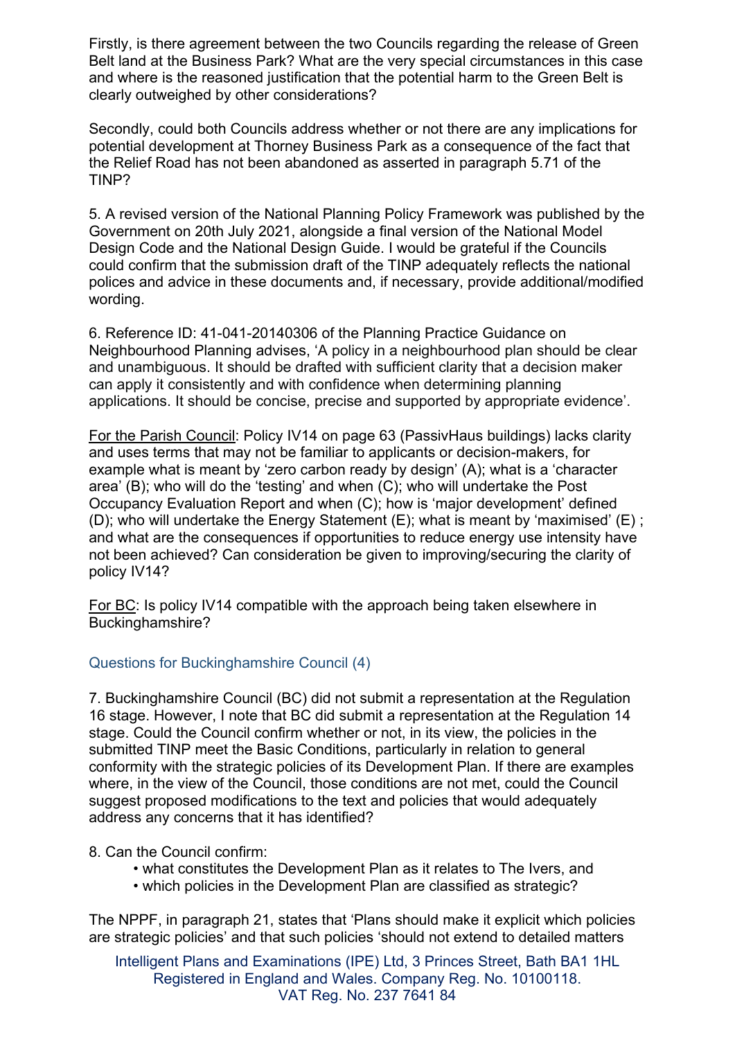Firstly, is there agreement between the two Councils regarding the release of Green Belt land at the Business Park? What are the very special circumstances in this case and where is the reasoned justification that the potential harm to the Green Belt is clearly outweighed by other considerations?

Secondly, could both Councils address whether or not there are any implications for potential development at Thorney Business Park as a consequence of the fact that the Relief Road has not been abandoned as asserted in paragraph 5.71 of the TINP?

5. A revised version of the National Planning Policy Framework was published by the Government on 20th July 2021, alongside a final version of the National Model Design Code and the National Design Guide. I would be grateful if the Councils could confirm that the submission draft of the TINP adequately reflects the national polices and advice in these documents and, if necessary, provide additional/modified wording.

6. Reference ID: 41-041-20140306 of the Planning Practice Guidance on Neighbourhood Planning advises, 'A policy in a neighbourhood plan should be clear and unambiguous. It should be drafted with sufficient clarity that a decision maker can apply it consistently and with confidence when determining planning applications. It should be concise, precise and supported by appropriate evidence'.

For the Parish Council: Policy IV14 on page 63 (PassivHaus buildings) lacks clarity and uses terms that may not be familiar to applicants or decision-makers, for example what is meant by 'zero carbon ready by design' (A); what is a 'character area' (B); who will do the 'testing' and when (C); who will undertake the Post Occupancy Evaluation Report and when (C); how is 'major development' defined (D); who will undertake the Energy Statement (E); what is meant by 'maximised' (E) ; and what are the consequences if opportunities to reduce energy use intensity have not been achieved? Can consideration be given to improving/securing the clarity of policy IV14?

For BC: Is policy IV14 compatible with the approach being taken elsewhere in Buckinghamshire?

### Questions for Buckinghamshire Council (4)

7. Buckinghamshire Council (BC) did not submit a representation at the Regulation 16 stage. However, I note that BC did submit a representation at the Regulation 14 stage. Could the Council confirm whether or not, in its view, the policies in the submitted TINP meet the Basic Conditions, particularly in relation to general conformity with the strategic policies of its Development Plan. If there are examples where, in the view of the Council, those conditions are not met, could the Council suggest proposed modifications to the text and policies that would adequately address any concerns that it has identified?

8. Can the Council confirm:

- what constitutes the Development Plan as it relates to The Ivers, and
- which policies in the Development Plan are classified as strategic?

The NPPF, in paragraph 21, states that 'Plans should make it explicit which policies are strategic policies' and that such policies 'should not extend to detailed matters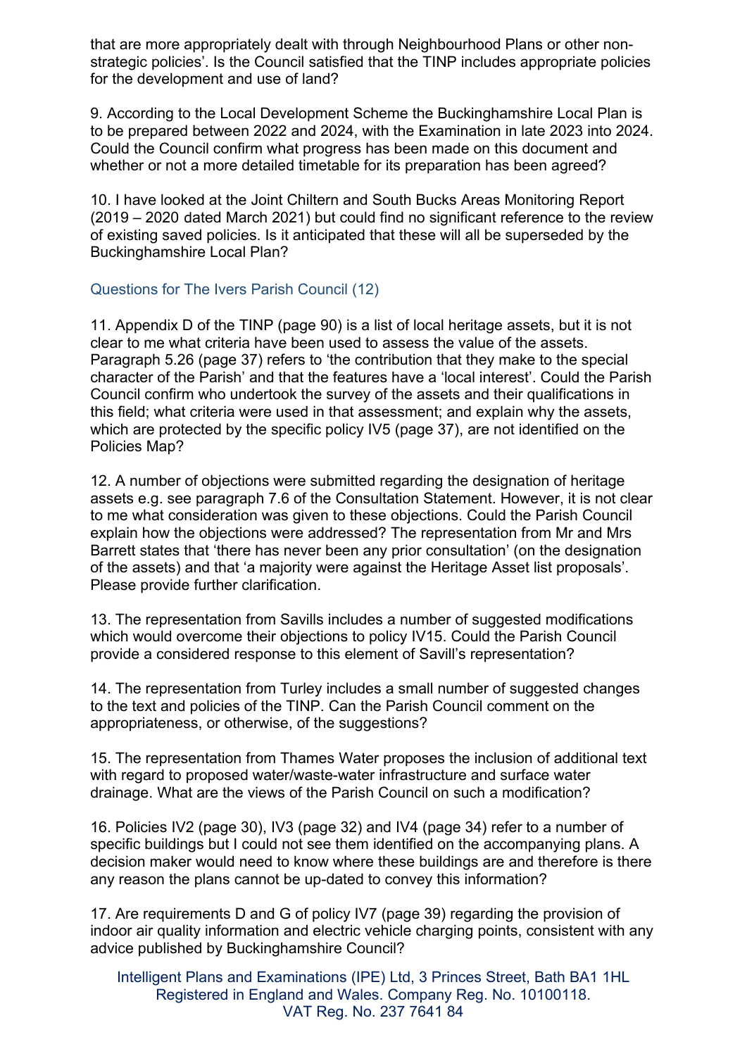that are more appropriately dealt with through Neighbourhood Plans or other non-strategic policies'. Is the Council satisfied that the TINP includes appropriate policies for the development and use of land?

9. According to the Local Development Scheme the Buckinghamshire Local Plan is to be prepared between 2022 and 2024, with the Examination in late 2023 into 2024. Could the Council confirm what progress has been made on this document and whether or not a more detailed timetable for its preparation has been agreed?

10. I have looked at the Joint Chiltern and South Bucks Areas Monitoring Report (2019 – 2020 dated March 2021) but could find no significant reference to the review of existing saved policies. Is it anticipated that these will all be superseded by the Buckinghamshire Local Plan?

## Questions for The Ivers Parish Council (12)

11. Appendix D of the TINP (page 90) is a list of local heritage assets, but it is not clear to me what criteria have been used to assess the value of the assets. Paragraph 5.26 (page 37) refers to 'the contribution that they make to the special character of the Parish' and that the features have a 'local interest'. Could the Parish Council confirm who undertook the survey of the assets and their qualifications in this field; what criteria were used in that assessment; and explain why the assets, which are protected by the specific policy IV5 (page 37), are not identified on the Policies Map?

12. A number of objections were submitted regarding the designation of heritage assets e.g. see paragraph 7.6 of the Consultation Statement. However, it is not clear to me what consideration was given to these objections. Could the Parish Council explain how the objections were addressed? The representation from Mr and Mrs Barrett states that 'there has never been any prior consultation' (on the designation of the assets) and that 'a majority were against the Heritage Asset list proposals'. Please provide further clarification.

13. The representation from Savills includes a number of suggested modifications which would overcome their objections to policy IV15. Could the Parish Council provide a considered response to this element of Savill's representation?

14. The representation from Turley includes a small number of suggested changes to the text and policies of the TINP. Can the Parish Council comment on the appropriateness, or otherwise, of the suggestions?

15. The representation from Thames Water proposes the inclusion of additional text with regard to proposed water/waste-water infrastructure and surface water drainage. What are the views of the Parish Council on such a modification?

16. Policies IV2 (page 30), IV3 (page 32) and IV4 (page 34) refer to a number of specific buildings but I could not see them identified on the accompanying plans. A decision maker would need to know where these buildings are and therefore is there any reason the plans cannot be up-dated to convey this information?

17. Are requirements D and G of policy IV7 (page 39) regarding the provision of indoor air quality information and electric vehicle charging points, consistent with any advice published by Buckinghamshire Council?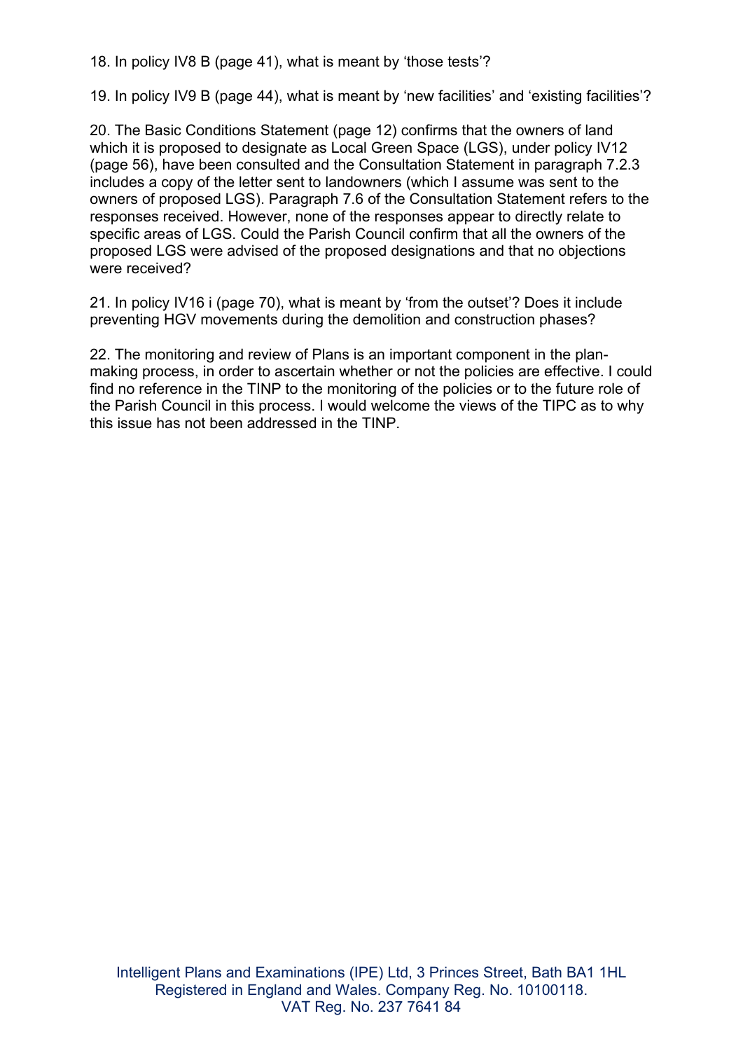18. In policy IV8 B (page 41), what is meant by 'those tests'?

19. In policy IV9 B (page 44), what is meant by 'new facilities' and 'existing facilities'?

20. The Basic Conditions Statement (page 12) confirms that the owners of land which it is proposed to designate as Local Green Space (LGS), under policy IV12 (page 56), have been consulted and the Consultation Statement in paragraph 7.2.3 includes a copy of the letter sent to landowners (which I assume was sent to the owners of proposed LGS). Paragraph 7.6 of the Consultation Statement refers to the responses received. However, none of the responses appear to directly relate to specific areas of LGS. Could the Parish Council confirm that all the owners of the proposed LGS were advised of the proposed designations and that no objections were received?

21. In policy IV16 i (page 70), what is meant by 'from the outset'? Does it include preventing HGV movements during the demolition and construction phases?

22. The monitoring and review of Plans is an important component in the plan-making process, in order to ascertain whether or not the policies are effective. I could find no reference in the TINP to the monitoring of the policies or to the future role of the Parish Council in this process. I would welcome the views of the TIPC as to why this issue has not been addressed in the TINP.